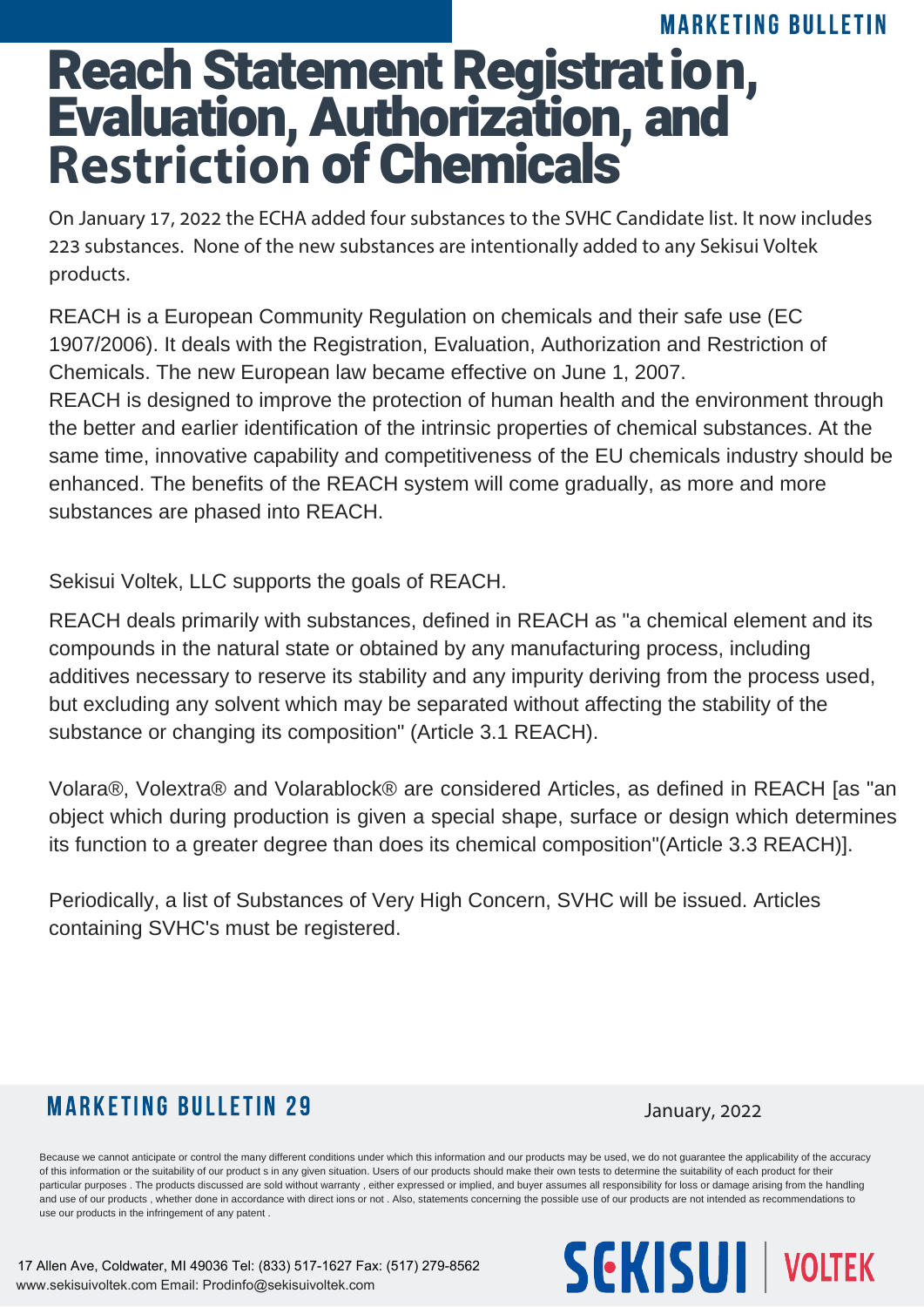MARKETING BULLETIN

# Reach Statement Registrat ion, Evaluation, Authorization, and Restriction of Chemicals

On January 17, 2022 the ECHA added four substances to the SVHC Candidate list. It now includes 223 substances. None of the new substances are intentionally added to any Sekisui Voltek products.

REACH is a European Community Regulation on chemicals and their safe use (EC 1907/2006). It deals with the Registration, Evaluation, Authorization and Restriction of Chemicals. The new European law became effective on June 1, 2007.
REACH is designed to improve the protection of human health and the environment through the better and earlier identification of the intrinsic properties of chemical substances. At the same time, innovative capability and competitiveness of the EU chemicals industry should be enhanced. The benefits of the REACH system will come gradually, as more and more substances are phased into REACH.

Sekisui Voltek, LLC supports the goals of REACH.

REACH deals primarily with substances, defined in REACH as "a chemical element and its compounds in the natural state or obtained by any manufacturing process, including additives necessary to reserve its stability and any impurity deriving from the process used, but excluding any solvent which may be separated without affecting the stability of the substance or changing its composition" (Article 3.1 REACH).

Volara®, Volextra® and Volarablock® are considered Articles, as defined in REACH [as "an object which during production is given a special shape, surface or design which determines its function to a greater degree than does its chemical composition"(Article 3.3 REACH)].

Periodically, a list of Substances of Very High Concern, SVHC will be issued. Articles containing SVHC's must be registered.

## MARKETING BULLETIN 29

January, 2022

Because we cannot anticipate or control the many different conditions under which this information and our products may be used, we do not guarantee the applicability of the accuracy of this information or the suitability of our product s in any given situation. Users of our products should make their own tests to determine the suitability of each product for their particular purposes . The products discussed are sold without warranty , either expressed or implied, and buyer assumes all responsibility for loss or damage arising from the handling and use of our products , whether done in accordance with direct ions or not . Also, statements concerning the possible use of our products are not intended as recommendations to use our products in the infringement of any patent .

17 Allen Ave, Coldwater, MI 49036 Tel: (833) 517-1627 Fax: (517) 279-8562
www.sekisuivoltek.com Email: Prodinfo@sekisuivoltek.com

SEKISUI | VOLTEK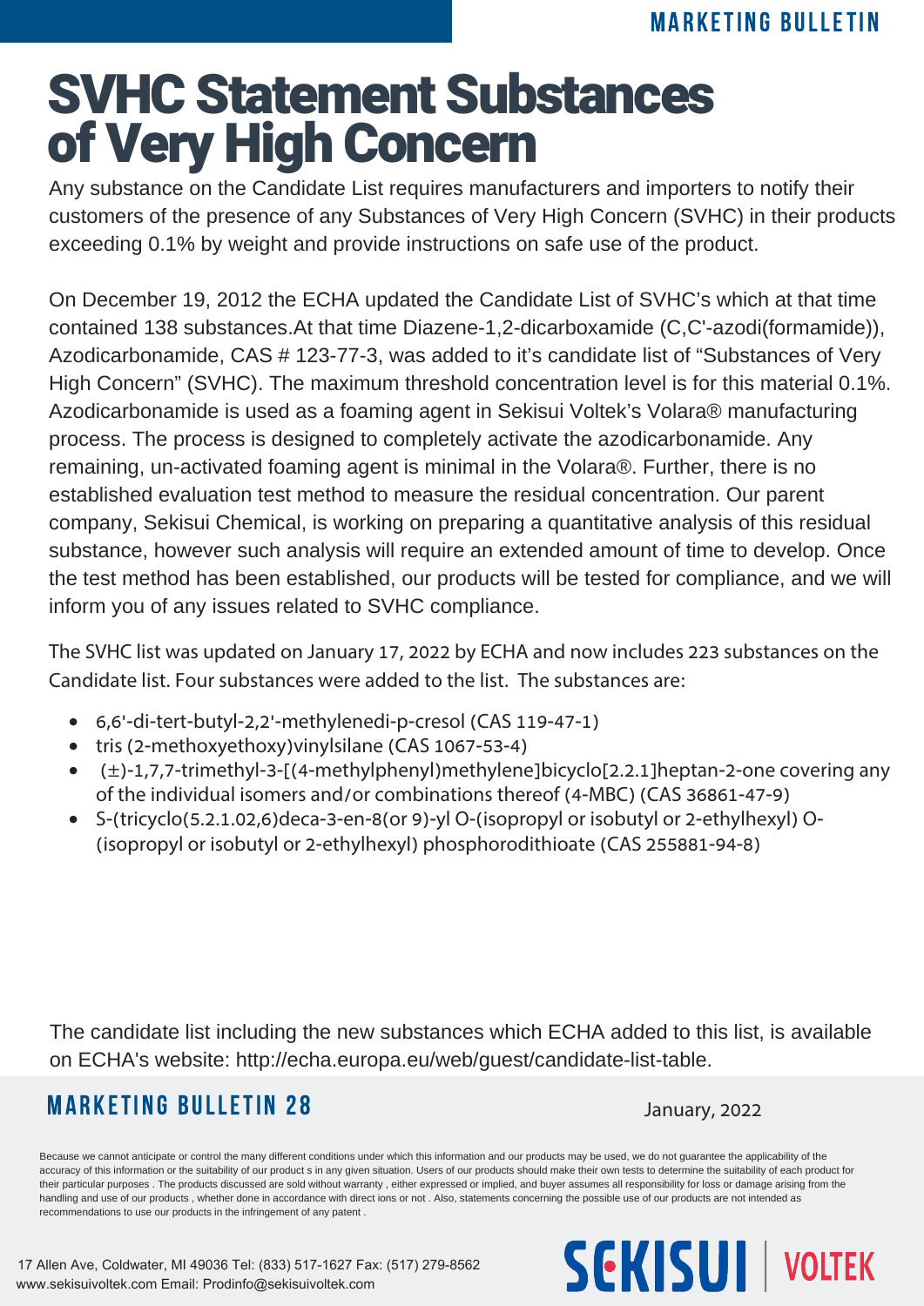MARKETING BULLETIN

# SVHC Statement Substances of Very High Concern

Any substance on the Candidate List requires manufacturers and importers to notify their customers of the presence of any Substances of Very High Concern (SVHC) in their products exceeding 0.1% by weight and provide instructions on safe use of the product.

On December 19, 2012 the ECHA updated the Candidate List of SVHC's which at that time contained 138 substances.At that time Diazene-1,2-dicarboxamide (C,C'-azodi(formamide)), Azodicarbonamide, CAS # 123-77-3, was added to it's candidate list of "Substances of Very High Concern" (SVHC). The maximum threshold concentration level is for this material 0.1%. Azodicarbonamide is used as a foaming agent in Sekisui Voltek's Volara® manufacturing process. The process is designed to completely activate the azodicarbonamide. Any remaining, un-activated foaming agent is minimal in the Volara®. Further, there is no established evaluation test method to measure the residual concentration. Our parent company, Sekisui Chemical, is working on preparing a quantitative analysis of this residual substance, however such analysis will require an extended amount of time to develop. Once the test method has been established, our products will be tested for compliance, and we will inform you of any issues related to SVHC compliance.

The SVHC list was updated on January 17, 2022 by ECHA and now includes 223 substances on the Candidate list. Four substances were added to the list. The substances are:

- 6,6'-di-tert-butyl-2,2'-methylenedi-p-cresol (CAS 119-47-1)
- tris (2-methoxyethoxy)vinylsilane (CAS 1067-53-4)
- (±)-1,7,7-trimethyl-3-[(4-methylphenyl)methylene]bicyclo[2.2.1]heptan-2-one covering any of the individual isomers and/or combinations thereof (4-MBC) (CAS 36861-47-9)
- S-(tricyclo(5.2.1.02,6)deca-3-en-8(or 9)-yl O-(isopropyl or isobutyl or 2-ethylhexyl) O-(isopropyl or isobutyl or 2-ethylhexyl) phosphorodithioate (CAS 255881-94-8)

The candidate list including the new substances which ECHA added to this list, is available on ECHA's website: http://echa.europa.eu/web/guest/candidate-list-table.

## MARKETING BULLETIN 28

January, 2022

Because we cannot anticipate or control the many different conditions under which this information and our products may be used, we do not guarantee the applicability of the accuracy of this information or the suitability of our product s in any given situation. Users of our products should make their own tests to determine the suitability of each product for their particular purposes . The products discussed are sold without warranty , either expressed or implied, and buyer assumes all responsibility for loss or damage arising from the handling and use of our products , whether done in accordance with direct ions or not . Also, statements concerning the possible use of our products are not intended as recommendations to use our products in the infringement of any patent .

17 Allen Ave, Coldwater, MI 49036 Tel: (833) 517-1627 Fax: (517) 279-8562
www.sekisuivoltek.com Email: Prodinfo@sekisuivoltek.com

SEKISUI | VOLTEK